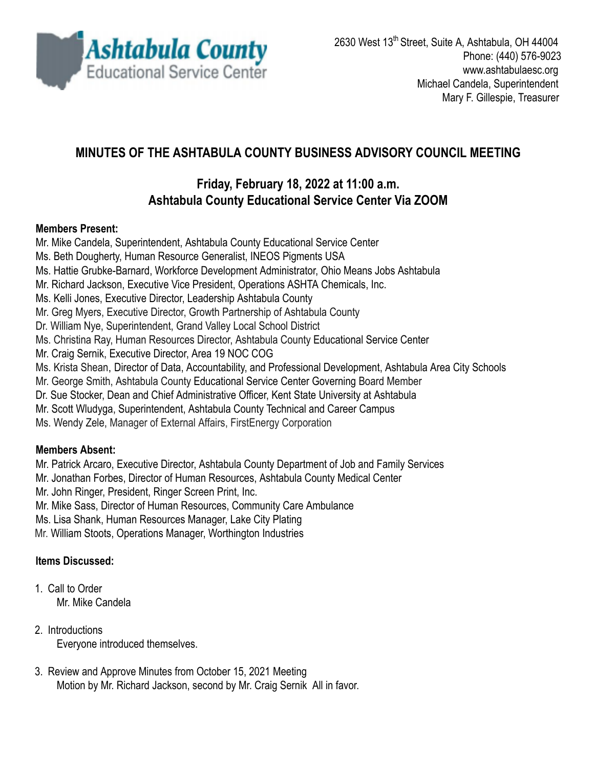Ashtabula County Educational Service Center

2630 West 13th Street, Suite A, Ashtabula, OH 44004
Phone: (440) 576-9023
www.ashtabulaesc.org
Michael Candela, Superintendent
Mary F. Gillespie, Treasurer

# MINUTES OF THE ASHTABULA COUNTY BUSINESS ADVISORY COUNCIL MEETING

## Friday, February 18, 2022 at 11:00 a.m.
## Ashtabula County Educational Service Center Via ZOOM

**Members Present:**

Mr. Mike Candela, Superintendent, Ashtabula County Educational Service Center
Ms. Beth Dougherty, Human Resource Generalist, INEOS Pigments USA
Ms. Hattie Grubke-Barnard, Workforce Development Administrator, Ohio Means Jobs Ashtabula
Mr. Richard Jackson, Executive Vice President, Operations ASHTA Chemicals, Inc.
Ms. Kelli Jones, Executive Director, Leadership Ashtabula County
Mr. Greg Myers, Executive Director, Growth Partnership of Ashtabula County
Dr. William Nye, Superintendent, Grand Valley Local School District
Ms. Christina Ray, Human Resources Director, Ashtabula County Educational Service Center
Mr. Craig Sernik, Executive Director, Area 19 NOC COG
Ms. Krista Shean, Director of Data, Accountability, and Professional Development, Ashtabula Area City Schools
Mr. George Smith, Ashtabula County Educational Service Center Governing Board Member
Dr. Sue Stocker, Dean and Chief Administrative Officer, Kent State University at Ashtabula
Mr. Scott Wludyga, Superintendent, Ashtabula County Technical and Career Campus
Ms. Wendy Zele, Manager of External Affairs, FirstEnergy Corporation

**Members Absent:**

Mr. Patrick Arcaro, Executive Director, Ashtabula County Department of Job and Family Services
Mr. Jonathan Forbes, Director of Human Resources, Ashtabula County Medical Center
Mr. John Ringer, President, Ringer Screen Print, Inc.
Mr. Mike Sass, Director of Human Resources, Community Care Ambulance
Ms. Lisa Shank, Human Resources Manager, Lake City Plating
Mr. William Stoots, Operations Manager, Worthington Industries

**Items Discussed:**

1. Call to Order
   Mr. Mike Candela

2. Introductions
   Everyone introduced themselves.

3. Review and Approve Minutes from October 15, 2021 Meeting
   Motion by Mr. Richard Jackson, second by Mr. Craig Sernik All in favor.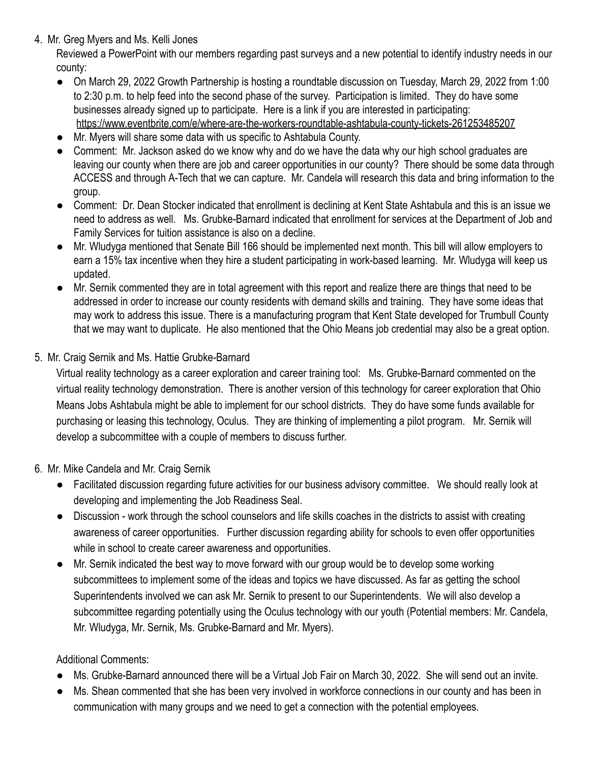4. Mr. Greg Myers and Ms. Kelli Jones

   Reviewed a PowerPoint with our members regarding past surveys and a new potential to identify industry needs in our county:

   - On March 29, 2022 Growth Partnership is hosting a roundtable discussion on Tuesday, March 29, 2022 from 1:00 to 2:30 p.m. to help feed into the second phase of the survey. Participation is limited. They do have some businesses already signed up to participate. Here is a link if you are interested in participating: https://www.eventbrite.com/e/where-are-the-workers-roundtable-ashtabula-county-tickets-261253485207
   - Mr. Myers will share some data with us specific to Ashtabula County.
   - Comment: Mr. Jackson asked do we know why and do we have the data why our high school graduates are leaving our county when there are job and career opportunities in our county? There should be some data through ACCESS and through A-Tech that we can capture. Mr. Candela will research this data and bring information to the group.
   - Comment: Dr. Dean Stocker indicated that enrollment is declining at Kent State Ashtabula and this is an issue we need to address as well. Ms. Grubke-Barnard indicated that enrollment for services at the Department of Job and Family Services for tuition assistance is also on a decline.
   - Mr. Wludyga mentioned that Senate Bill 166 should be implemented next month. This bill will allow employers to earn a 15% tax incentive when they hire a student participating in work-based learning. Mr. Wludyga will keep us updated.
   - Mr. Sernik commented they are in total agreement with this report and realize there are things that need to be addressed in order to increase our county residents with demand skills and training. They have some ideas that may work to address this issue. There is a manufacturing program that Kent State developed for Trumbull County that we may want to duplicate. He also mentioned that the Ohio Means job credential may also be a great option.

5. Mr. Craig Sernik and Ms. Hattie Grubke-Barnard

   Virtual reality technology as a career exploration and career training tool: Ms. Grubke-Barnard commented on the virtual reality technology demonstration. There is another version of this technology for career exploration that Ohio Means Jobs Ashtabula might be able to implement for our school districts. They do have some funds available for purchasing or leasing this technology, Oculus. They are thinking of implementing a pilot program. Mr. Sernik will develop a subcommittee with a couple of members to discuss further.

6. Mr. Mike Candela and Mr. Craig Sernik

   - Facilitated discussion regarding future activities for our business advisory committee. We should really look at developing and implementing the Job Readiness Seal.
   - Discussion - work through the school counselors and life skills coaches in the districts to assist with creating awareness of career opportunities. Further discussion regarding ability for schools to even offer opportunities while in school to create career awareness and opportunities.
   - Mr. Sernik indicated the best way to move forward with our group would be to develop some working subcommittees to implement some of the ideas and topics we have discussed. As far as getting the school Superintendents involved we can ask Mr. Sernik to present to our Superintendents. We will also develop a subcommittee regarding potentially using the Oculus technology with our youth (Potential members: Mr. Candela, Mr. Wludyga, Mr. Sernik, Ms. Grubke-Barnard and Mr. Myers).

   Additional Comments:

   - Ms. Grubke-Barnard announced there will be a Virtual Job Fair on March 30, 2022. She will send out an invite.
   - Ms. Shean commented that she has been very involved in workforce connections in our county and has been in communication with many groups and we need to get a connection with the potential employees.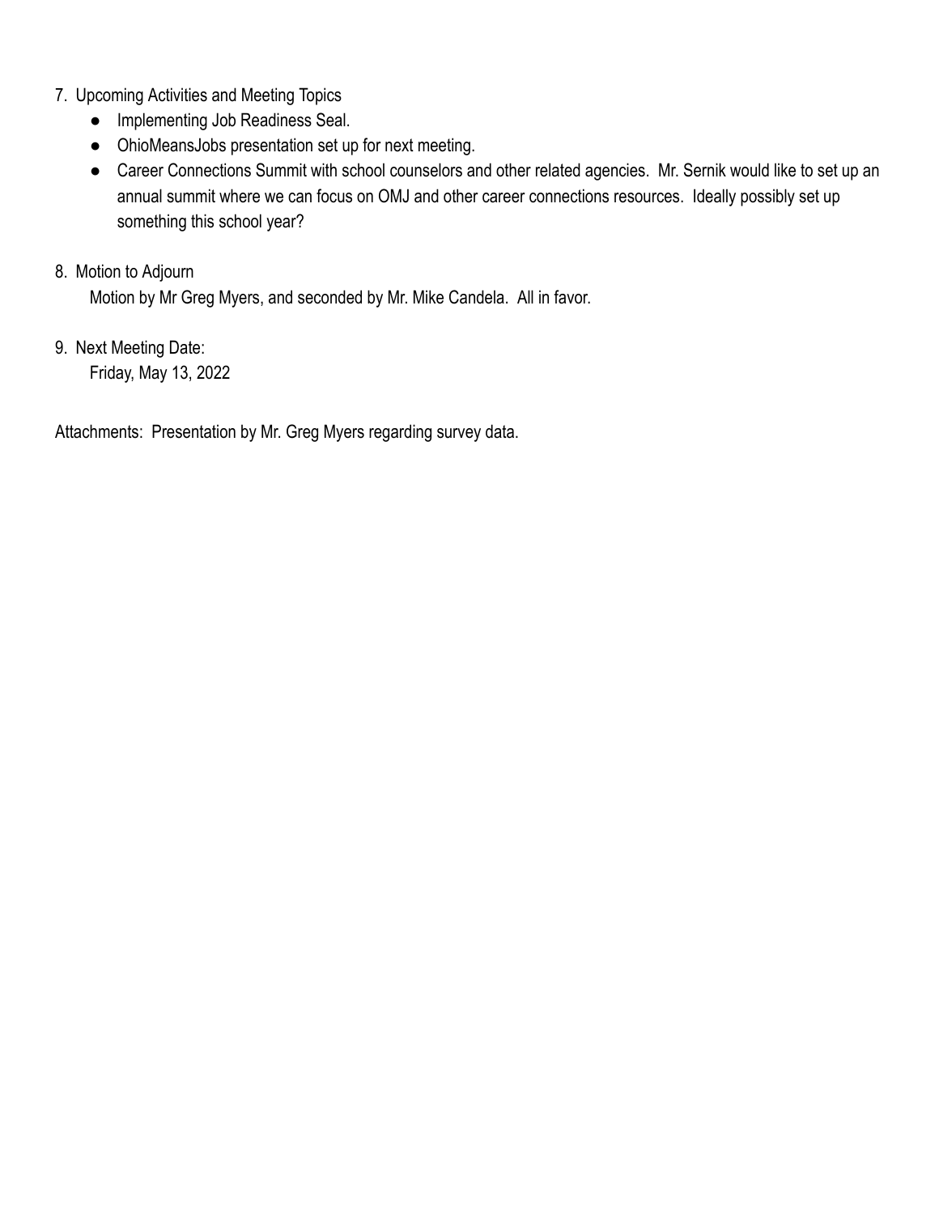7. Upcoming Activities and Meeting Topics
    - Implementing Job Readiness Seal.
    - OhioMeansJobs presentation set up for next meeting.
    - Career Connections Summit with school counselors and other related agencies. Mr. Sernik would like to set up an annual summit where we can focus on OMJ and other career connections resources. Ideally possibly set up something this school year?

8. Motion to Adjourn

    Motion by Mr Greg Myers, and seconded by Mr. Mike Candela. All in favor.

9. Next Meeting Date:

    Friday, May 13, 2022

Attachments: Presentation by Mr. Greg Myers regarding survey data.